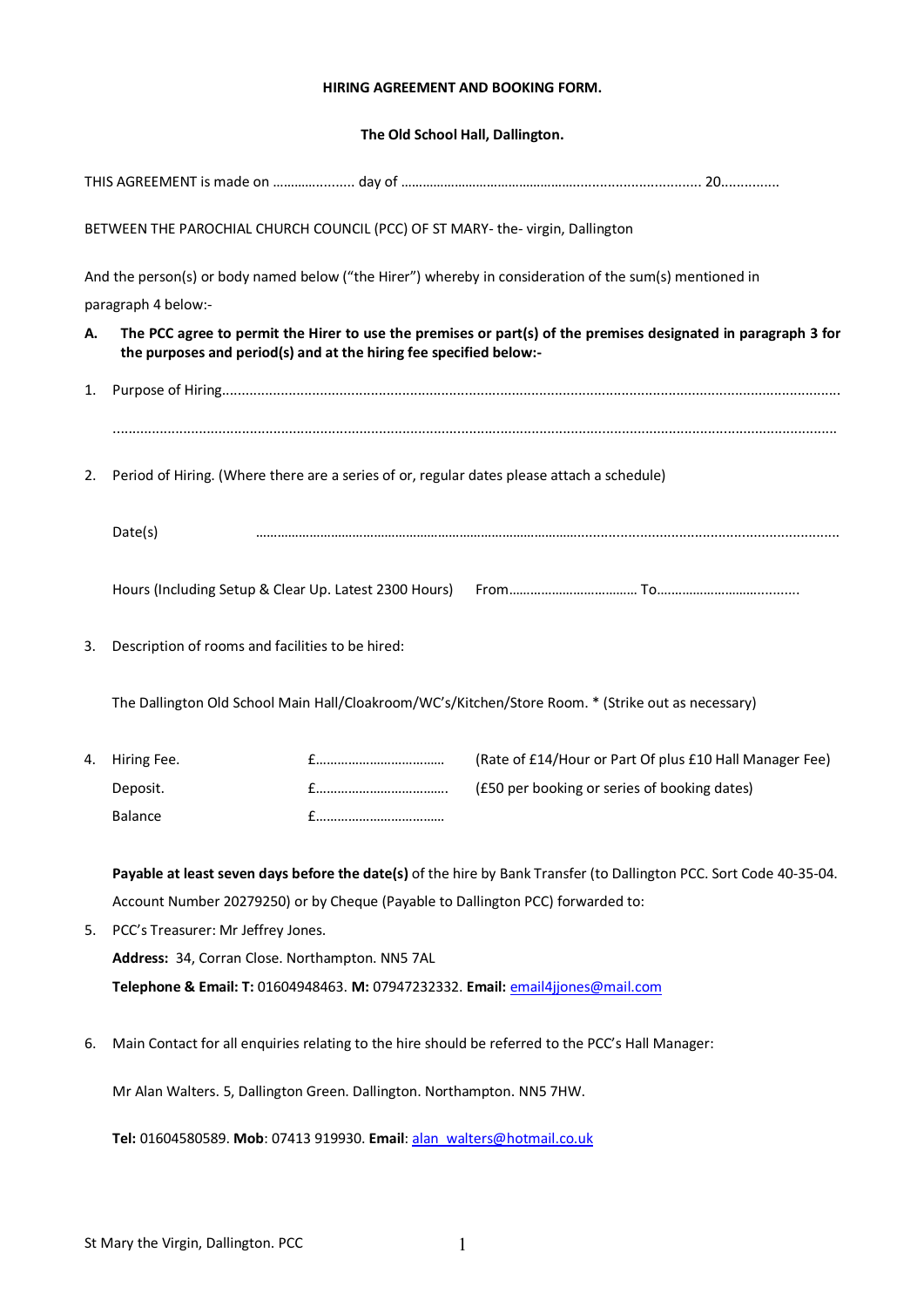**HIRING AGREEMENT AND BOOKING FORM.**

**The Old School Hall, Dallington.**

THIS AGREEMENT is made on ………............ day of …………………………………….......................... 20...............

BETWEEN THE PAROCHIAL CHURCH COUNCIL (PCC) OF ST MARY- the- virgin, Dallington

And the person(s) or body named below ("the Hirer") whereby in consideration of the sum(s) mentioned in paragraph 4 below:-

**A. The PCC agree to permit the Hirer to use the premises or part(s) of the premises designated in paragraph 3 for the purposes and period(s) and at the hiring fee specified below:-**

1. Purpose of Hiring..........................................................................................................................................

   ..........................................................................................................................................................

2. Period of Hiring. (Where there are a series of or, regular dates please attach a schedule)

   Date(s) ……………………………………………………………………………………...........................................................

   Hours (Including Setup & Clear Up. Latest 2300 Hours) From……………………………… To……………………………..........

3. Description of rooms and facilities to be hired:

   The Dallington Old School Main Hall/Cloakroom/WC's/Kitchen/Store Room. * (Strike out as necessary)

4. Hiring Fee. £……………………………… (Rate of £14/Hour or Part Of plus £10 Hall Manager Fee)

   Deposit. £……………………………….. (£50 per booking or series of booking dates)

   Balance £………………………………

   **Payable at least seven days before the date(s)** of the hire by Bank Transfer (to Dallington PCC. Sort Code 40-35-04. Account Number 20279250) or by Cheque (Payable to Dallington PCC) forwarded to:

5. PCC's Treasurer: Mr Jeffrey Jones.

   **Address:** 34, Corran Close. Northampton. NN5 7AL

   **Telephone & Email: T:** 01604948463. **M:** 07947232332. **Email:** email4jjones@mail.com

6. Main Contact for all enquiries relating to the hire should be referred to the PCC's Hall Manager:

   Mr Alan Walters. 5, Dallington Green. Dallington. Northampton. NN5 7HW.

   **Tel:** 01604580589. **Mob**: 07413 919930. **Email**: alan_walters@hotmail.co.uk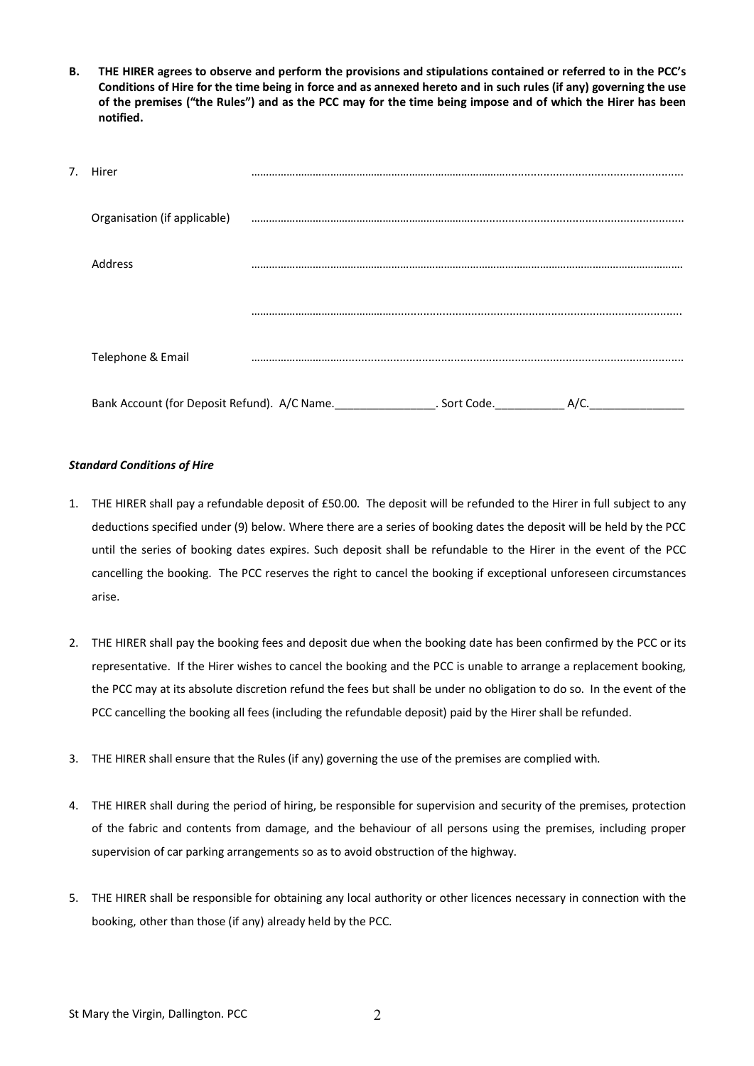**B. THE HIRER agrees to observe and perform the provisions and stipulations contained or referred to in the PCC's Conditions of Hire for the time being in force and as annexed hereto and in such rules (if any) governing the use of the premises ("the Rules") and as the PCC may for the time being impose and of which the Hirer has been notified.**

7. Hirer ……………………………………………………………………………………………………………………

   Organisation (if applicable) ……………………………………………………………………………………………………………………

   Address ……………………………………………………………………………………………………………………

   ……………………………………………………………………………………………………………………

   Telephone & Email ……………………………………………………………………………………………………………………

   Bank Account (for Deposit Refund). A/C Name.________________. Sort Code.___________ A/C._______________

***Standard Conditions of Hire***

1. THE HIRER shall pay a refundable deposit of £50.00. The deposit will be refunded to the Hirer in full subject to any deductions specified under (9) below. Where there are a series of booking dates the deposit will be held by the PCC until the series of booking dates expires. Such deposit shall be refundable to the Hirer in the event of the PCC cancelling the booking. The PCC reserves the right to cancel the booking if exceptional unforeseen circumstances arise.

2. THE HIRER shall pay the booking fees and deposit due when the booking date has been confirmed by the PCC or its representative. If the Hirer wishes to cancel the booking and the PCC is unable to arrange a replacement booking, the PCC may at its absolute discretion refund the fees but shall be under no obligation to do so. In the event of the PCC cancelling the booking all fees (including the refundable deposit) paid by the Hirer shall be refunded.

3. THE HIRER shall ensure that the Rules (if any) governing the use of the premises are complied with.

4. THE HIRER shall during the period of hiring, be responsible for supervision and security of the premises, protection of the fabric and contents from damage, and the behaviour of all persons using the premises, including proper supervision of car parking arrangements so as to avoid obstruction of the highway.

5. THE HIRER shall be responsible for obtaining any local authority or other licences necessary in connection with the booking, other than those (if any) already held by the PCC.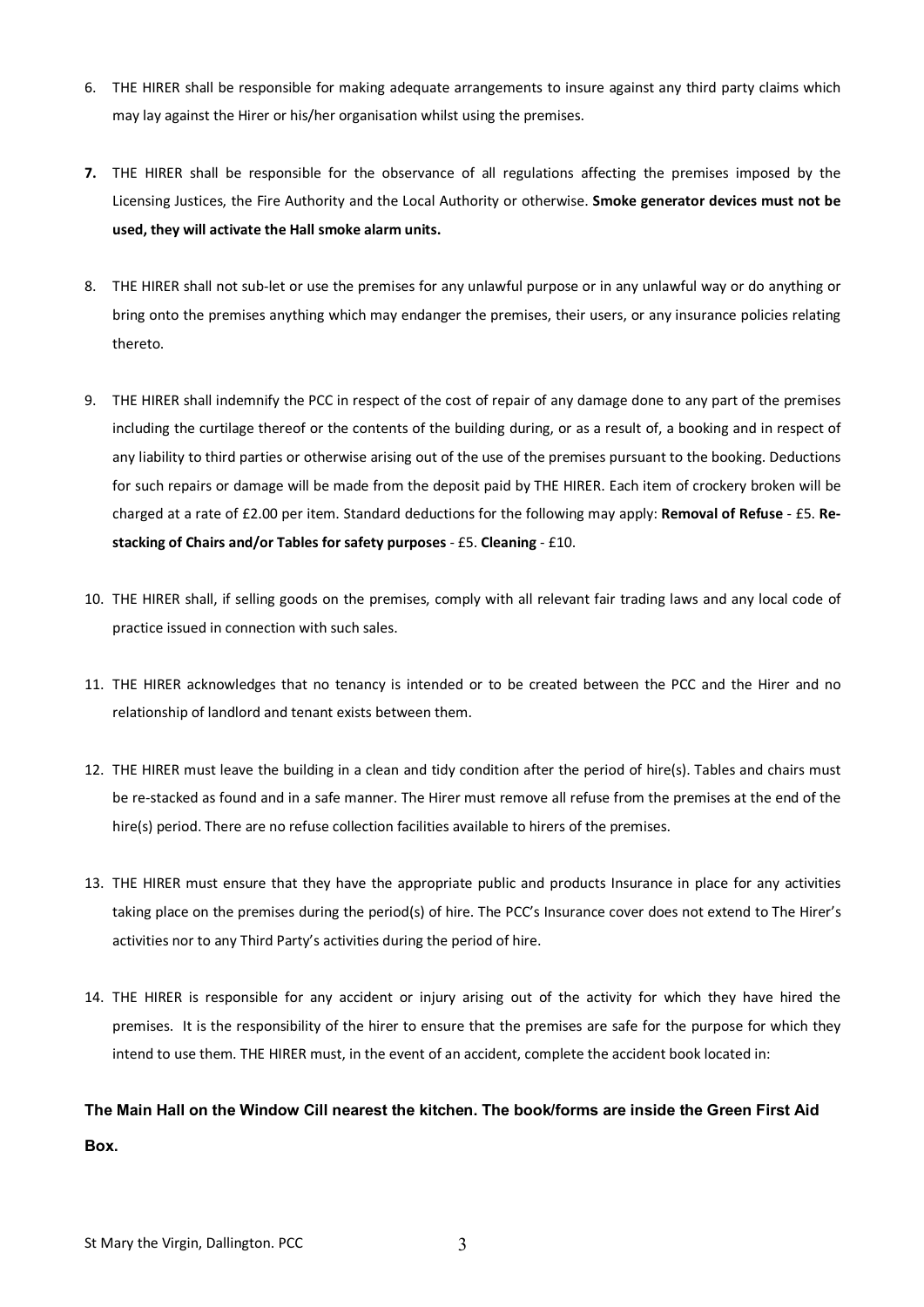6. THE HIRER shall be responsible for making adequate arrangements to insure against any third party claims which may lay against the Hirer or his/her organisation whilst using the premises.

7. THE HIRER shall be responsible for the observance of all regulations affecting the premises imposed by the Licensing Justices, the Fire Authority and the Local Authority or otherwise. **Smoke generator devices must not be used, they will activate the Hall smoke alarm units.**

8. THE HIRER shall not sub-let or use the premises for any unlawful purpose or in any unlawful way or do anything or bring onto the premises anything which may endanger the premises, their users, or any insurance policies relating thereto.

9. THE HIRER shall indemnify the PCC in respect of the cost of repair of any damage done to any part of the premises including the curtilage thereof or the contents of the building during, or as a result of, a booking and in respect of any liability to third parties or otherwise arising out of the use of the premises pursuant to the booking. Deductions for such repairs or damage will be made from the deposit paid by THE HIRER. Each item of crockery broken will be charged at a rate of £2.00 per item. Standard deductions for the following may apply: **Removal of Refuse** - £5. **Re-stacking of Chairs and/or Tables for safety purposes** - £5. **Cleaning** - £10.

10. THE HIRER shall, if selling goods on the premises, comply with all relevant fair trading laws and any local code of practice issued in connection with such sales.

11. THE HIRER acknowledges that no tenancy is intended or to be created between the PCC and the Hirer and no relationship of landlord and tenant exists between them.

12. THE HIRER must leave the building in a clean and tidy condition after the period of hire(s). Tables and chairs must be re-stacked as found and in a safe manner. The Hirer must remove all refuse from the premises at the end of the hire(s) period. There are no refuse collection facilities available to hirers of the premises.

13. THE HIRER must ensure that they have the appropriate public and products Insurance in place for any activities taking place on the premises during the period(s) of hire. The PCC's Insurance cover does not extend to The Hirer's activities nor to any Third Party's activities during the period of hire.

14. THE HIRER is responsible for any accident or injury arising out of the activity for which they have hired the premises. It is the responsibility of the hirer to ensure that the premises are safe for the purpose for which they intend to use them. THE HIRER must, in the event of an accident, complete the accident book located in:

**The Main Hall on the Window Cill nearest the kitchen. The book/forms are inside the Green First Aid Box.**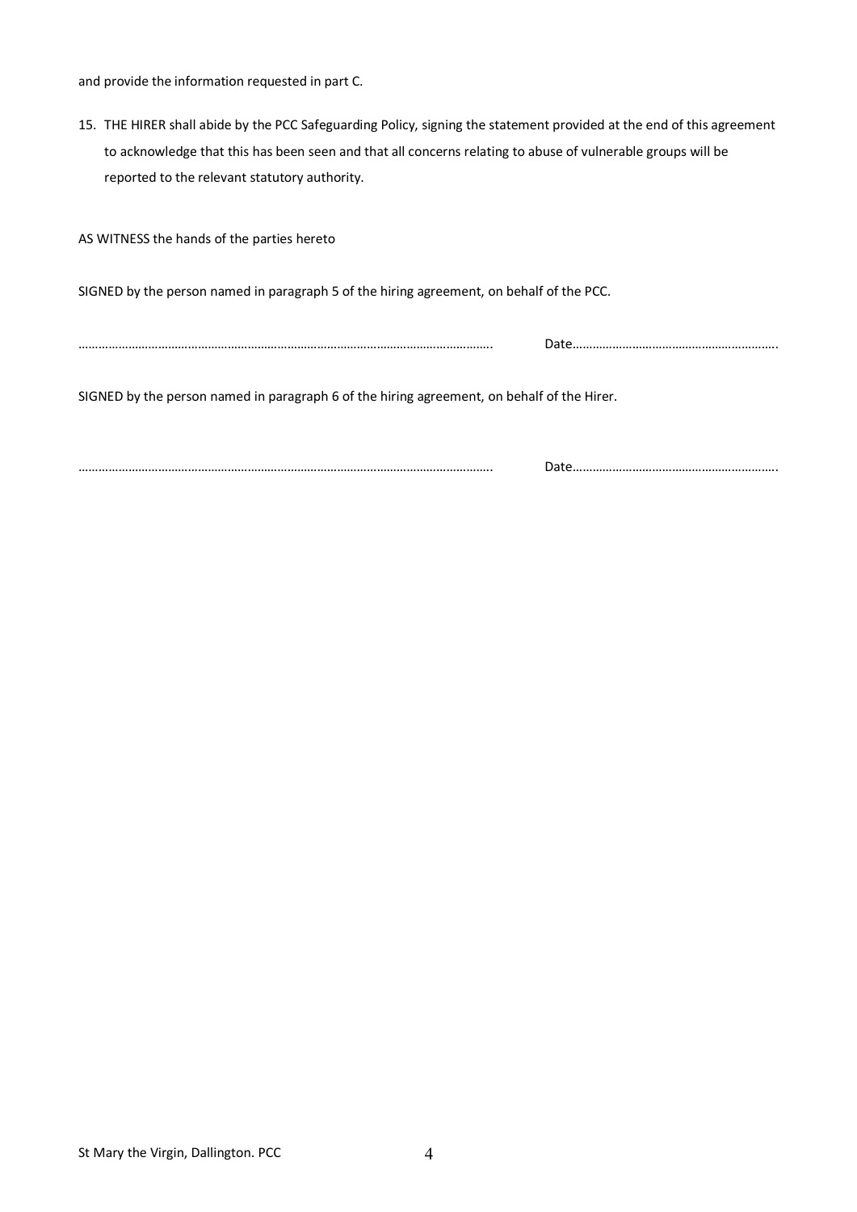and provide the information requested in part C.

15. THE HIRER shall abide by the PCC Safeguarding Policy, signing the statement provided at the end of this agreement to acknowledge that this has been seen and that all concerns relating to abuse of vulnerable groups will be reported to the relevant statutory authority.

AS WITNESS the hands of the parties hereto

SIGNED by the person named in paragraph 5 of the hiring agreement, on behalf of the PCC.

……………………………………………………………………………………………………. Date…………………………………………………….

SIGNED by the person named in paragraph 6 of the hiring agreement, on behalf of the Hirer.

……………………………………………………………………………………………………. Date…………………………………………………….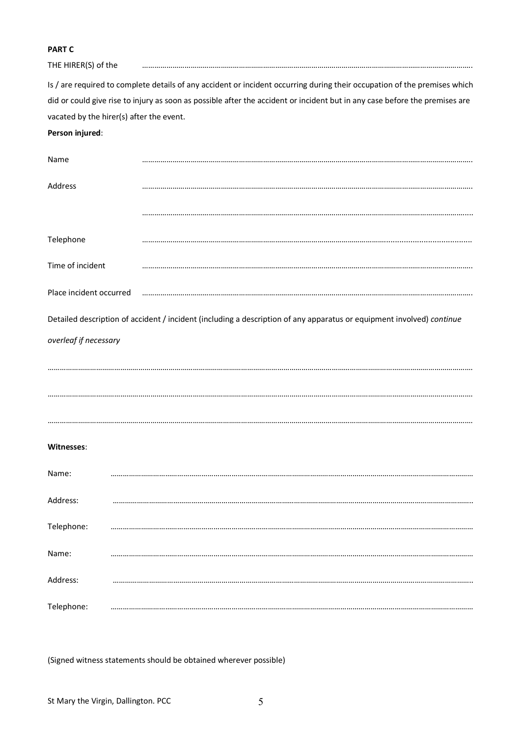**PART C**

THE HIRER(S) of the ……………………………………………………………………………………………………………………………………

Is / are required to complete details of any accident or incident occurring during their occupation of the premises which did or could give rise to injury as soon as possible after the accident or incident but in any case before the premises are vacated by the hirer(s) after the event.

**Person injured**:

Name ……………………………………………………………………………………………………………………………………

Address ……………………………………………………………………………………………………………………………………

……………………………………………………………………………………………………………………………………

Telephone ……………………………………………………………………………………………………………………………………

Time of incident ……………………………………………………………………………………………………………………………………

Place incident occurred ……………………………………………………………………………………………………………………………………

Detailed description of accident / incident (including a description of any apparatus or equipment involved) *continue overleaf if necessary*

……………………………………………………………………………………………………………………………………………………

……………………………………………………………………………………………………………………………………………………

……………………………………………………………………………………………………………………………………………………

**Witnesses**:

Name: ……………………………………………………………………………………………………………………………………

Address: ……………………………………………………………………………………………………………………………………

Telephone: ……………………………………………………………………………………………………………………………………

Name: ……………………………………………………………………………………………………………………………………

Address: ……………………………………………………………………………………………………………………………………

Telephone: ……………………………………………………………………………………………………………………………………

(Signed witness statements should be obtained wherever possible)

St Mary the Virgin, Dallington. PCC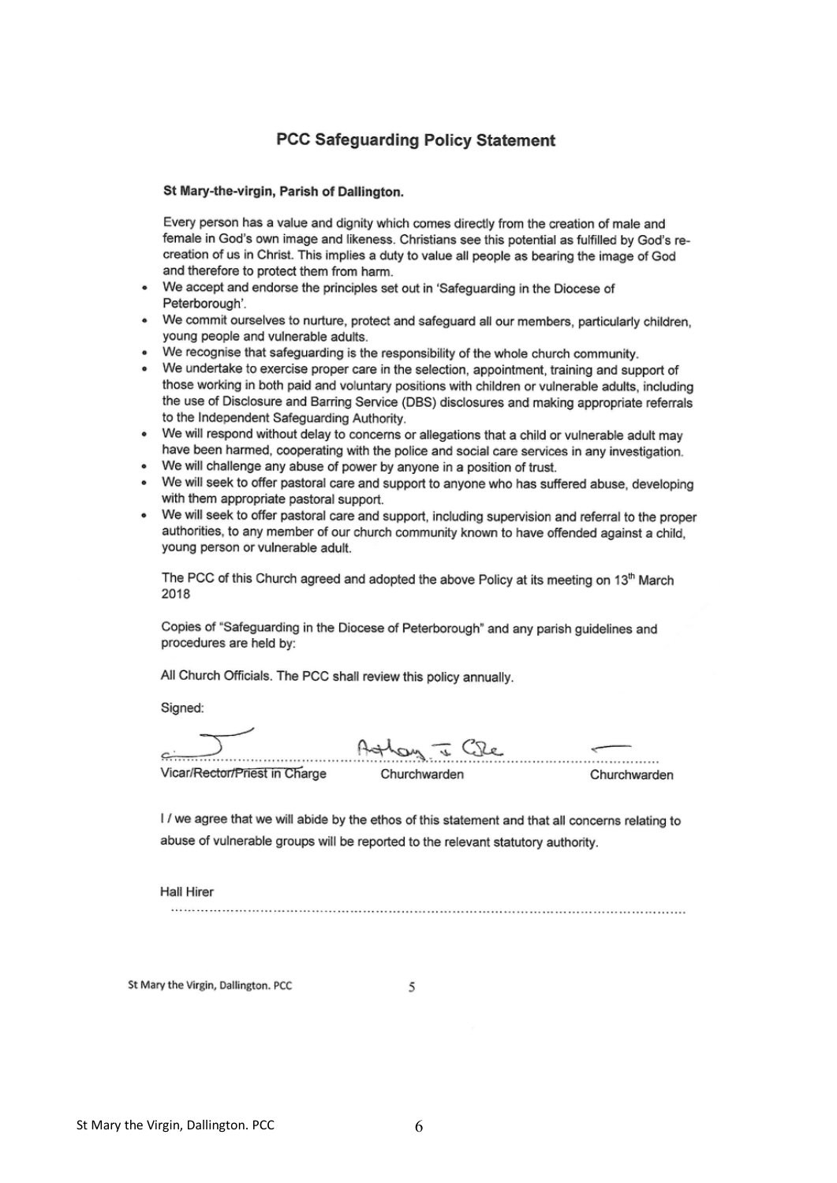## PCC Safeguarding Policy Statement

**St Mary-the-virgin, Parish of Dallington.**

Every person has a value and dignity which comes directly from the creation of male and female in God's own image and likeness. Christians see this potential as fulfilled by God's re-creation of us in Christ. This implies a duty to value all people as bearing the image of God and therefore to protect them from harm.

- We accept and endorse the principles set out in 'Safeguarding in the Diocese of Peterborough'.
- We commit ourselves to nurture, protect and safeguard all our members, particularly children, young people and vulnerable adults.
- We recognise that safeguarding is the responsibility of the whole church community.
- We undertake to exercise proper care in the selection, appointment, training and support of those working in both paid and voluntary positions with children or vulnerable adults, including the use of Disclosure and Barring Service (DBS) disclosures and making appropriate referrals to the Independent Safeguarding Authority.
- We will respond without delay to concerns or allegations that a child or vulnerable adult may have been harmed, cooperating with the police and social care services in any investigation.
- We will challenge any abuse of power by anyone in a position of trust.
- We will seek to offer pastoral care and support to anyone who has suffered abuse, developing with them appropriate pastoral support.
- We will seek to offer pastoral care and support, including supervision and referral to the proper authorities, to any member of our church community known to have offended against a child, young person or vulnerable adult.

The PCC of this Church agreed and adopted the above Policy at its meeting on 13th March 2018

Copies of "Safeguarding in the Diocese of Peterborough" and any parish guidelines and procedures are held by:

All Church Officials. The PCC shall review this policy annually.

Signed:

| | | |
|---|---|---|
| [signature] | Anthony J Cole | [signature] |
| Vicar/~~Rector/Priest in Charge~~ | Churchwarden | Churchwarden |

I / we agree that we will abide by the ethos of this statement and that all concerns relating to abuse of vulnerable groups will be reported to the relevant statutory authority.

Hall Hirer

.................................................................................................................

St Mary the Virgin, Dallington. PCC